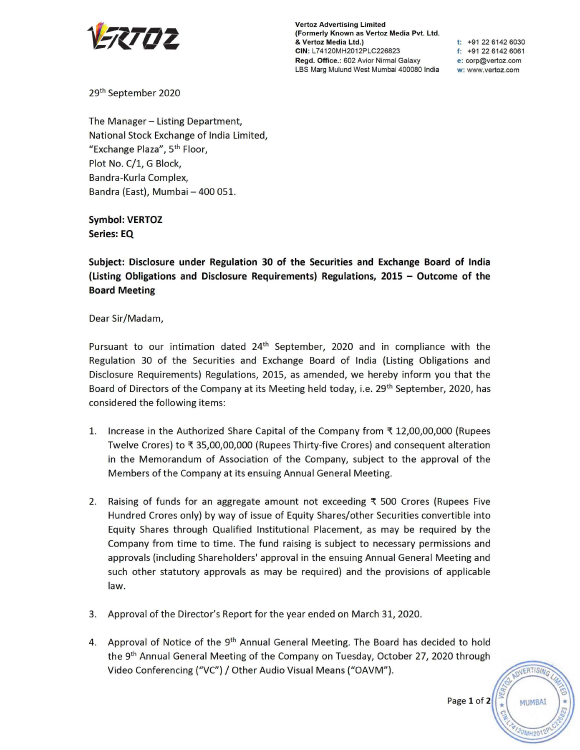**Vertoz Advertising Limited**
**(Formerly Known as Vertoz Media Pvt. Ltd. & Vertoz Media Ltd.)**
**CIN:** L74120MH2012PLC226823
**Regd. Office.:** 602 Avior Nirmal Galaxy LBS Marg Mulund West Mumbai 400080 India

t: +91 22 6142 6030
f: +91 22 6142 6061
e: corp@vertoz.com
w: www.vertoz.com

29th September 2020

The Manager – Listing Department,
National Stock Exchange of India Limited,
"Exchange Plaza", 5th Floor,
Plot No. C/1, G Block,
Bandra-Kurla Complex,
Bandra (East), Mumbai – 400 051.

**Symbol: VERTOZ**
**Series: EQ**

**Subject: Disclosure under Regulation 30 of the Securities and Exchange Board of India (Listing Obligations and Disclosure Requirements) Regulations, 2015 – Outcome of the Board Meeting**

Dear Sir/Madam,

Pursuant to our intimation dated 24th September, 2020 and in compliance with the Regulation 30 of the Securities and Exchange Board of India (Listing Obligations and Disclosure Requirements) Regulations, 2015, as amended, we hereby inform you that the Board of Directors of the Company at its Meeting held today, i.e. 29th September, 2020, has considered the following items:

1. Increase in the Authorized Share Capital of the Company from ₹ 12,00,00,000 (Rupees Twelve Crores) to ₹ 35,00,00,000 (Rupees Thirty-five Crores) and consequent alteration in the Memorandum of Association of the Company, subject to the approval of the Members of the Company at its ensuing Annual General Meeting.

2. Raising of funds for an aggregate amount not exceeding ₹ 500 Crores (Rupees Five Hundred Crores only) by way of issue of Equity Shares/other Securities convertible into Equity Shares through Qualified Institutional Placement, as may be required by the Company from time to time. The fund raising is subject to necessary permissions and approvals (including Shareholders' approval in the ensuing Annual General Meeting and such other statutory approvals as may be required) and the provisions of applicable law.

3. Approval of the Director's Report for the year ended on March 31, 2020.

4. Approval of Notice of the 9th Annual General Meeting. The Board has decided to hold the 9th Annual General Meeting of the Company on Tuesday, October 27, 2020 through Video Conferencing ("VC") / Other Audio Visual Means ("OAVM").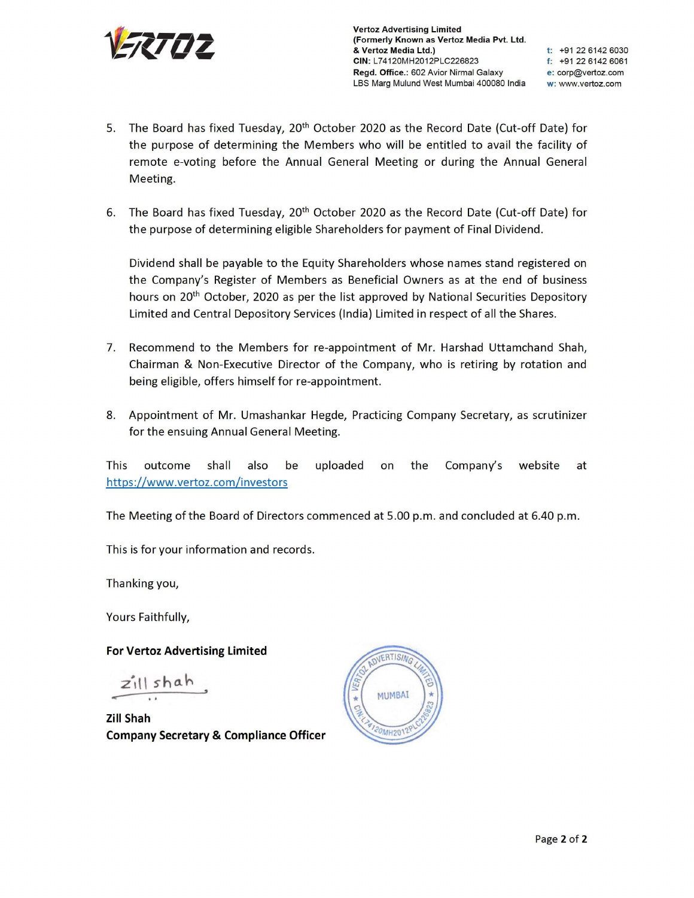5. The Board has fixed Tuesday, 20th October 2020 as the Record Date (Cut-off Date) for the purpose of determining the Members who will be entitled to avail the facility of remote e-voting before the Annual General Meeting or during the Annual General Meeting.

6. The Board has fixed Tuesday, 20th October 2020 as the Record Date (Cut-off Date) for the purpose of determining eligible Shareholders for payment of Final Dividend.

   Dividend shall be payable to the Equity Shareholders whose names stand registered on the Company's Register of Members as Beneficial Owners as at the end of business hours on 20th October, 2020 as per the list approved by National Securities Depository Limited and Central Depository Services (India) Limited in respect of all the Shares.

7. Recommend to the Members for re-appointment of Mr. Harshad Uttamchand Shah, Chairman & Non-Executive Director of the Company, who is retiring by rotation and being eligible, offers himself for re-appointment.

8. Appointment of Mr. Umashankar Hegde, Practicing Company Secretary, as scrutinizer for the ensuing Annual General Meeting.

This outcome shall also be uploaded on the Company's website at https://www.vertoz.com/investors

The Meeting of the Board of Directors commenced at 5.00 p.m. and concluded at 6.40 p.m.

This is for your information and records.

Thanking you,

Yours Faithfully,

**For Vertoz Advertising Limited**

zill shah

**Zill Shah**
**Company Secretary & Compliance Officer**